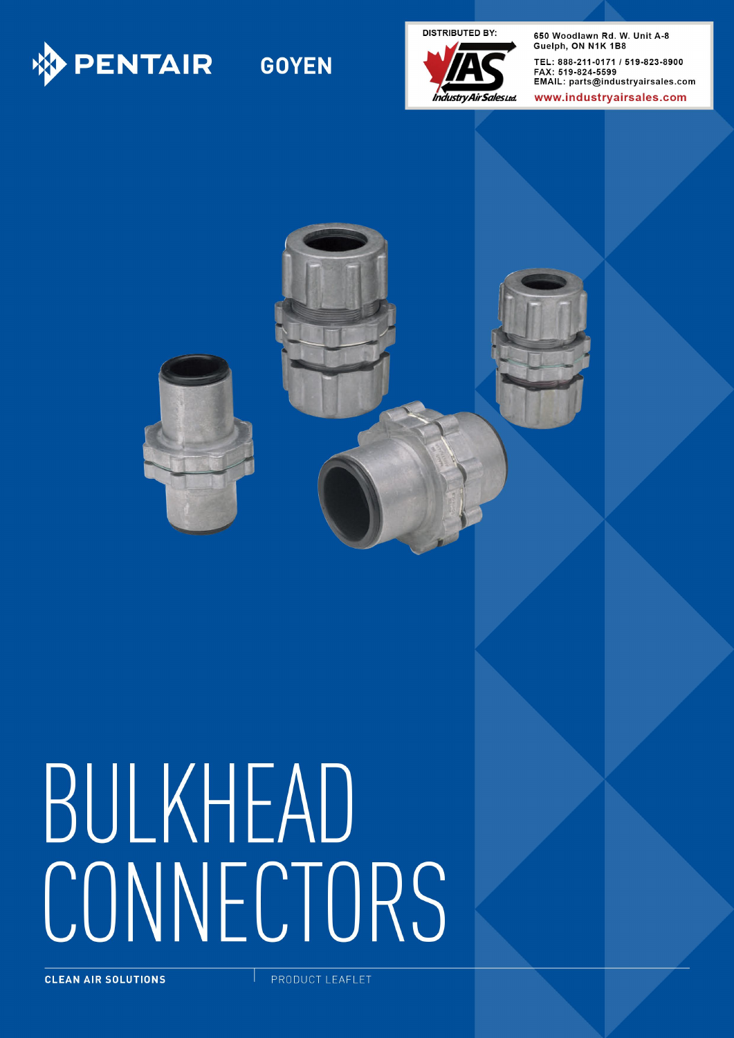PENTAIR GOYEN

DISTRIBUTED BY:

Industry Air Sales Ltd.

650 Woodlawn Rd. W. Unit A-8
Guelph, ON N1K 1B8

TEL: 888-211-0171 / 519-823-8900
FAX: 519-824-5599
EMAIL: parts@industryairsales.com

www.industryairsales.com

# BULKHEAD CONNECTORS

**CLEAN AIR SOLUTIONS** | PRODUCT LEAFLET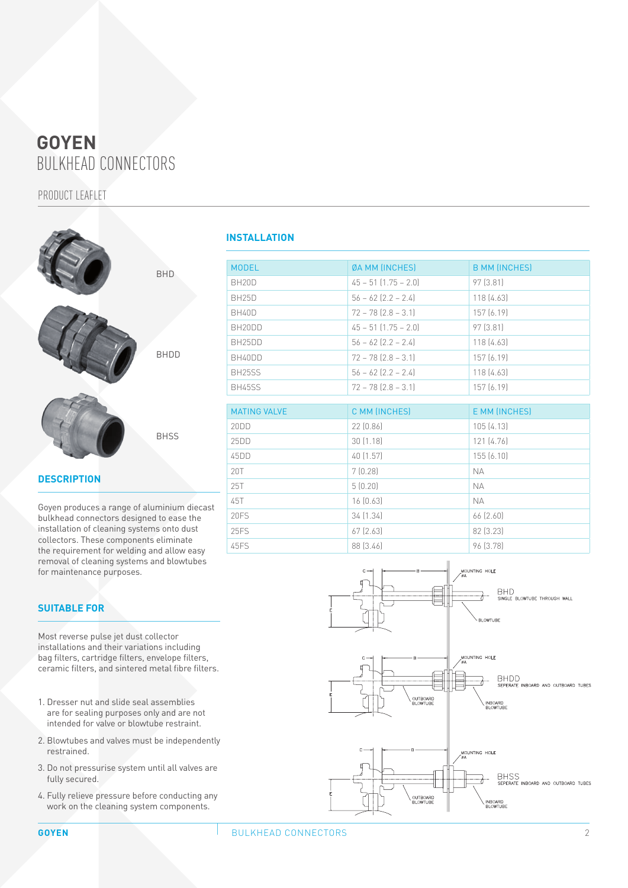# GOYEN
## BULKHEAD CONNECTORS

PRODUCT LEAFLET

BHD

BHDD

BHSS

### DESCRIPTION

Goyen produces a range of aluminium diecast bulkhead connectors designed to ease the installation of cleaning systems onto dust collectors. These components eliminate the requirement for welding and allow easy removal of cleaning systems and blowtubes for maintenance purposes.

### SUITABLE FOR

Most reverse pulse jet dust collector installations and their variations including bag filters, cartridge filters, envelope filters, ceramic filters, and sintered metal fibre filters.

1. Dresser nut and slide seal assemblies are for sealing purposes only and are not intended for valve or blowtube restraint.
2. Blowtubes and valves must be independently restrained.
3. Do not pressurise system until all valves are fully secured.
4. Fully relieve pressure before conducting any work on the cleaning system components.

### INSTALLATION

| MODEL | ØA MM (INCHES) | B MM (INCHES) |
|---|---|---|
| BH20D | 45 – 51 (1.75 – 2.0) | 97 (3.81) |
| BH25D | 56 – 62 (2.2 – 2.4) | 118 (4.63) |
| BH40D | 72 – 78 (2.8 – 3.1) | 157 (6.19) |
| BH20DD | 45 – 51 (1.75 – 2.0) | 97 (3.81) |
| BH25DD | 56 – 62 (2.2 – 2.4) | 118 (4.63) |
| BH40DD | 72 – 78 (2.8 – 3.1) | 157 (6.19) |
| BH25SS | 56 – 62 (2.2 – 2.4) | 118 (4.63) |
| BH45SS | 72 – 78 (2.8 – 3.1) | 157 (6.19) |

| MATING VALVE | C MM (INCHES) | E MM (INCHES) |
|---|---|---|
| 20DD | 22 (0.86) | 105 (4.13) |
| 25DD | 30 (1.18) | 121 (4.76) |
| 45DD | 40 (1.57) | 155 (6.10) |
| 20T | 7 (0.28) | NA |
| 25T | 5 (0.20) | NA |
| 45T | 16 (0.63) | NA |
| 20FS | 34 (1.34) | 66 (2.60) |
| 25FS | 67 (2.63) | 82 (3.23) |
| 45FS | 88 (3.46) | 96 (3.78) |

C, B, E, MOUNTING HOLE ØA, BLOWTUBE

BHD
SINGLE BLOWTUBE THROUGH WALL

C, B, E, MOUNTING HOLE ØA, OUTBOARD BLOWTUBE, INBOARD BLOWTUBE

BHDD
SEPERATE INBOARD AND OUTBOARD TUBES

C, B, E, MOUNTING HOLE ØA, OUTBOARD BLOWTUBE, INBOARD BLOWTUBE

BHSS
SEPERATE INBOARD AND OUTBOARD TUBES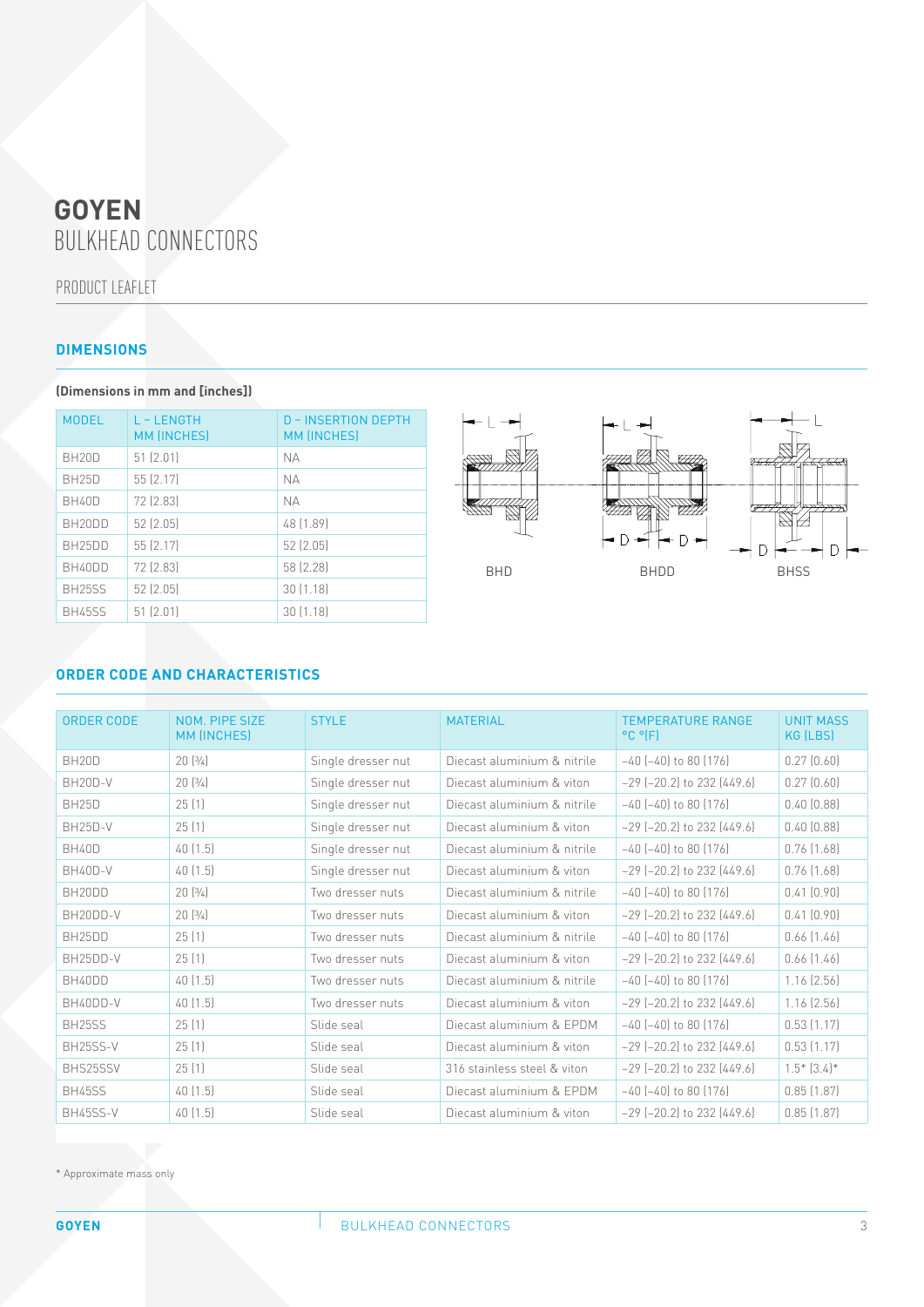# GOYEN

BULKHEAD CONNECTORS

PRODUCT LEAFLET

## DIMENSIONS

**(Dimensions in mm and [inches])**

| MODEL | L – LENGTH MM [INCHES] | D – INSERTION DEPTH MM [INCHES] |
|---|---|---|
| BH20D | 51 [2.01] | NA |
| BH25D | 55 [2.17] | NA |
| BH40D | 72 [2.83] | NA |
| BH20DD | 52 [2.05] | 48 [1.89] |
| BH25DD | 55 [2.17] | 52 [2.05] |
| BH40DD | 72 [2.83] | 58 [2.28] |
| BH25SS | 52 [2.05] | 30 [1.18] |
| BH45SS | 51 [2.01] | 30 [1.18] |

BHD BHDD BHSS

## ORDER CODE AND CHARACTERISTICS

| ORDER CODE | NOM. PIPE SIZE MM [INCHES] | STYLE | MATERIAL | TEMPERATURE RANGE °C °[F] | UNIT MASS KG [LBS] |
|---|---|---|---|---|---|
| BH20D | 20 [¾] | Single dresser nut | Diecast aluminium & nitrile | -40 [-40] to 80 [176] | 0.27 [0.60] |
| BH20D-V | 20 [¾] | Single dresser nut | Diecast aluminium & viton | -29 [-20.2] to 232 [449.6] | 0.27 [0.60] |
| BH25D | 25 [1] | Single dresser nut | Diecast aluminium & nitrile | -40 [-40] to 80 [176] | 0.40 [0.88] |
| BH25D-V | 25 [1] | Single dresser nut | Diecast aluminium & viton | -29 [-20.2] to 232 [449.6] | 0.40 [0.88] |
| BH40D | 40 [1.5] | Single dresser nut | Diecast aluminium & nitrile | -40 [-40] to 80 [176] | 0.76 [1.68] |
| BH40D-V | 40 [1.5] | Single dresser nut | Diecast aluminium & viton | -29 [-20.2] to 232 [449.6] | 0.76 [1.68] |
| BH20DD | 20 [¾] | Two dresser nuts | Diecast aluminium & nitrile | -40 [-40] to 80 [176] | 0.41 [0.90] |
| BH20DD-V | 20 [¾] | Two dresser nuts | Diecast aluminium & viton | -29 [-20.2] to 232 [449.6] | 0.41 [0.90] |
| BH25DD | 25 [1] | Two dresser nuts | Diecast aluminium & nitrile | -40 [-40] to 80 [176] | 0.66 [1.46] |
| BH25DD-V | 25 [1] | Two dresser nuts | Diecast aluminium & viton | -29 [-20.2] to 232 [449.6] | 0.66 [1.46] |
| BH40DD | 40 [1.5] | Two dresser nuts | Diecast aluminium & nitrile | -40 [-40] to 80 [176] | 1.16 [2.56] |
| BH40DD-V | 40 [1.5] | Two dresser nuts | Diecast aluminium & viton | -29 [-20.2] to 232 [449.6] | 1.16 [2.56] |
| BH25SS | 25 [1] | Slide seal | Diecast aluminium & EPDM | -40 [-40] to 80 [176] | 0.53 [1.17] |
| BH25SS-V | 25 [1] | Slide seal | Diecast aluminium & viton | -29 [-20.2] to 232 [449.6] | 0.53 [1.17] |
| BHS25SSV | 25 [1] | Slide seal | 316 stainless steel & viton | -29 [-20.2] to 232 [449.6] | 1.5* [3.4]* |
| BH45SS | 40 [1.5] | Slide seal | Diecast aluminium & EPDM | -40 [-40] to 80 [176] | 0.85 [1.87] |
| BH45SS-V | 40 [1.5] | Slide seal | Diecast aluminium & viton | -29 [-20.2] to 232 [449.6] | 0.85 [1.87] |

* Approximate mass only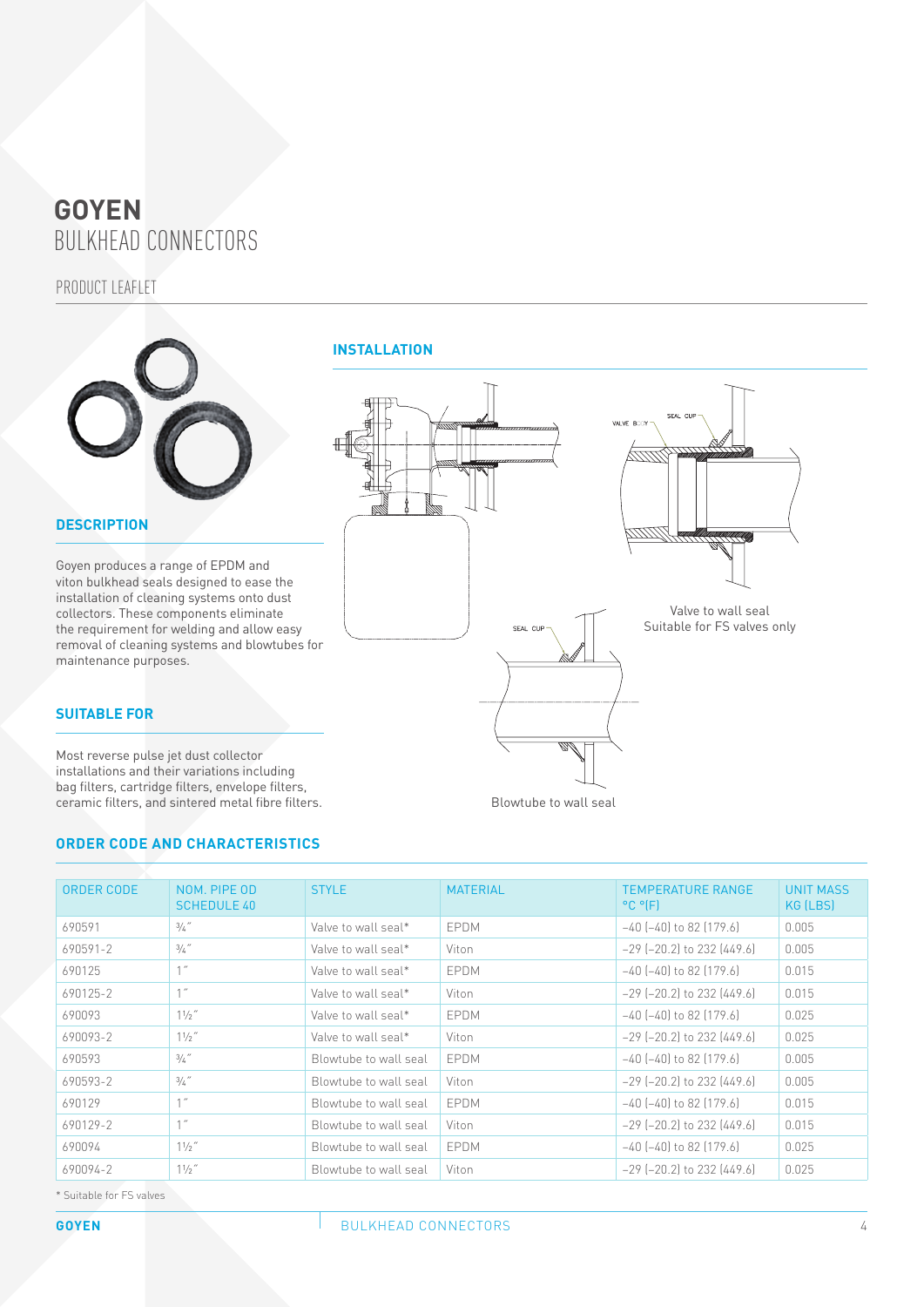# GOYEN
BULKHEAD CONNECTORS

PRODUCT LEAFLET

## DESCRIPTION

Goyen produces a range of EPDM and viton bulkhead seals designed to ease the installation of cleaning systems onto dust collectors. These components eliminate the requirement for welding and allow easy removal of cleaning systems and blowtubes for maintenance purposes.

## SUITABLE FOR

Most reverse pulse jet dust collector installations and their variations including bag filters, cartridge filters, envelope filters, ceramic filters, and sintered metal fibre filters.

## INSTALLATION

VALVE BODY

SEAL CUP

Valve to wall seal
Suitable for FS valves only

SEAL CUP

Blowtube to wall seal

## ORDER CODE AND CHARACTERISTICS

| ORDER CODE | NOM. PIPE OD SCHEDULE 40 | STYLE | MATERIAL | TEMPERATURE RANGE °C °(F) | UNIT MASS KG (LBS) |
|---|---|---|---|---|---|
| 690591 | ¾″ | Valve to wall seal* | EPDM | −40 (−40) to 82 (179.6) | 0.005 |
| 690591-2 | ¾″ | Valve to wall seal* | Viton | −29 (−20.2) to 232 (449.6) | 0.005 |
| 690125 | 1″ | Valve to wall seal* | EPDM | −40 (−40) to 82 (179.6) | 0.015 |
| 690125-2 | 1″ | Valve to wall seal* | Viton | −29 (−20.2) to 232 (449.6) | 0.015 |
| 690093 | 1½″ | Valve to wall seal* | EPDM | −40 (−40) to 82 (179.6) | 0.025 |
| 690093-2 | 1½″ | Valve to wall seal* | Viton | −29 (−20.2) to 232 (449.6) | 0.025 |
| 690593 | ¾″ | Blowtube to wall seal | EPDM | −40 (−40) to 82 (179.6) | 0.005 |
| 690593-2 | ¾″ | Blowtube to wall seal | Viton | −29 (−20.2) to 232 (449.6) | 0.005 |
| 690129 | 1″ | Blowtube to wall seal | EPDM | −40 (−40) to 82 (179.6) | 0.015 |
| 690129-2 | 1″ | Blowtube to wall seal | Viton | −29 (−20.2) to 232 (449.6) | 0.015 |
| 690094 | 1½″ | Blowtube to wall seal | EPDM | −40 (−40) to 82 (179.6) | 0.025 |
| 690094-2 | 1½″ | Blowtube to wall seal | Viton | −29 (−20.2) to 232 (449.6) | 0.025 |

* Suitable for FS valves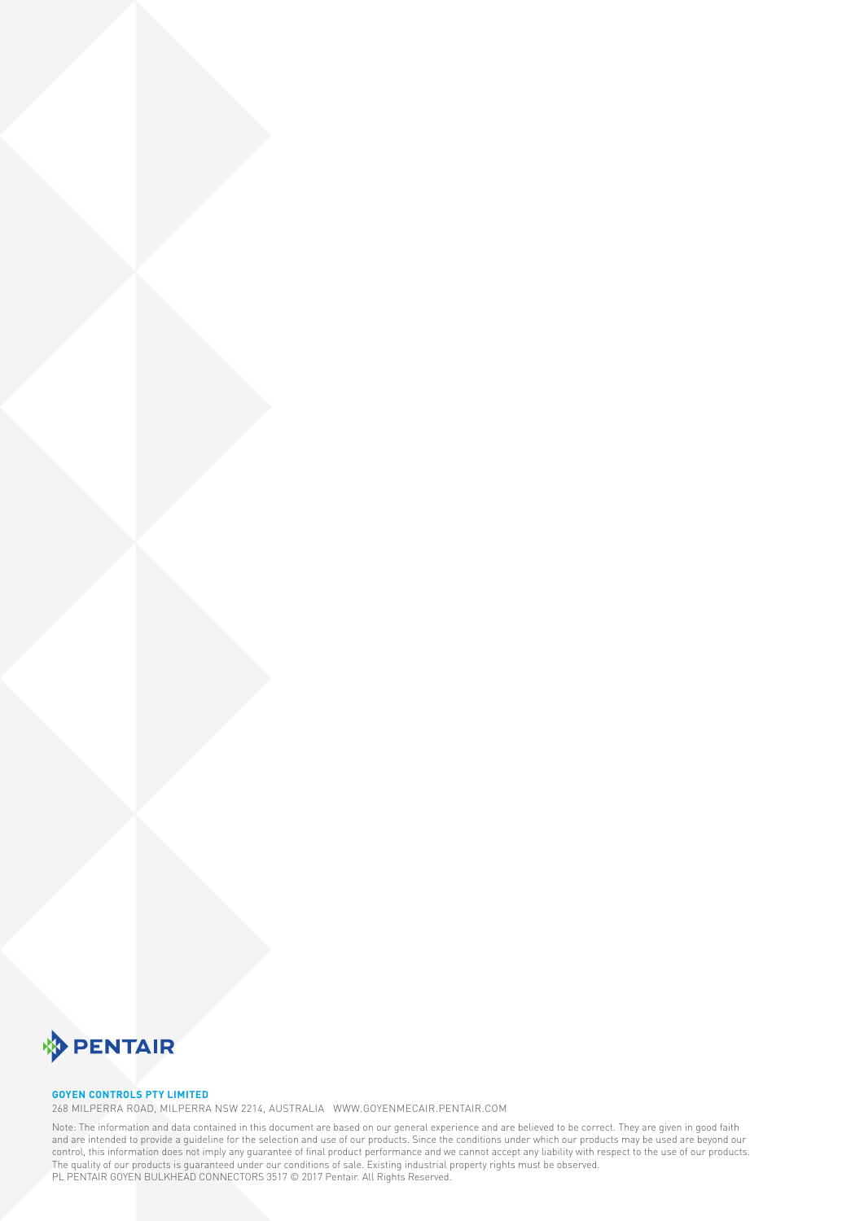PENTAIR

**GOYEN CONTROLS PTY LIMITED**

268 MILPERRA ROAD, MILPERRA NSW 2214, AUSTRALIA WWW.GOYENMECAIR.PENTAIR.COM

Note: The information and data contained in this document are based on our general experience and are believed to be correct. They are given in good faith and are intended to provide a guideline for the selection and use of our products. Since the conditions under which our products may be used are beyond our control, this information does not imply any guarantee of final product performance and we cannot accept any liability with respect to the use of our products. The quality of our products is guaranteed under our conditions of sale. Existing industrial property rights must be observed.
PL PENTAIR GOYEN BULKHEAD CONNECTORS 3517 © 2017 Pentair. All Rights Reserved.